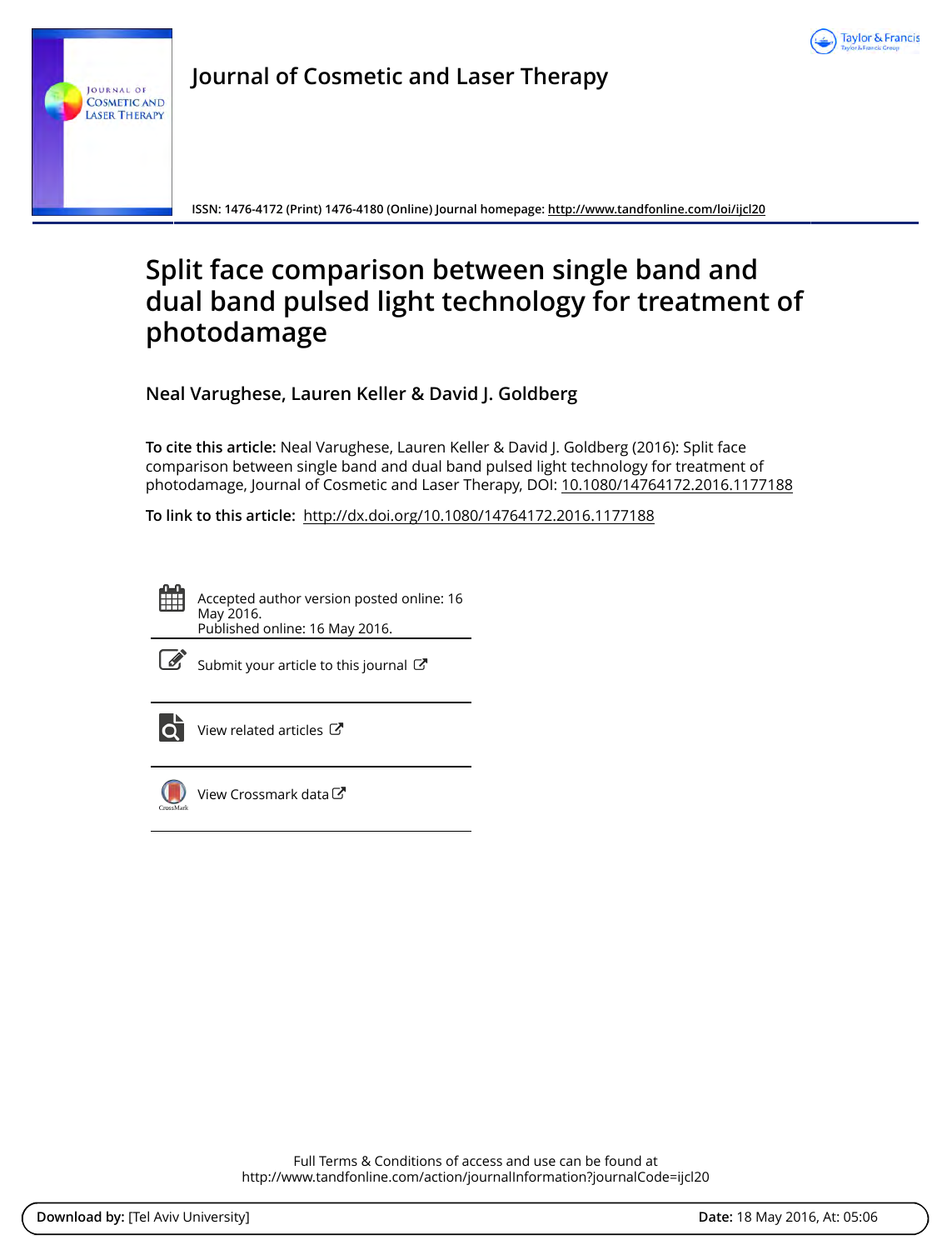# Journal of Cosmetic and Laser Therapy

ISSN: 1476-4172 (Print) 1476-4180 (Online) Journal homepage: http://www.tandfonline.com/loi/ijcl20

# Split face comparison between single band and dual band pulsed light technology for treatment of photodamage

**Neal Varughese, Lauren Keller & David J. Goldberg**

**To cite this article:** Neal Varughese, Lauren Keller & David J. Goldberg (2016): Split face comparison between single band and dual band pulsed light technology for treatment of photodamage, Journal of Cosmetic and Laser Therapy, DOI: 10.1080/14764172.2016.1177188

**To link to this article:** http://dx.doi.org/10.1080/14764172.2016.1177188

Accepted author version posted online: 16 May 2016.
Published online: 16 May 2016.

Submit your article to this journal

View related articles

View Crossmark data

Full Terms & Conditions of access and use can be found at
http://www.tandfonline.com/action/journalInformation?journalCode=ijcl20

**Download by:** [Tel Aviv University] **Date:** 18 May 2016, At: 05:06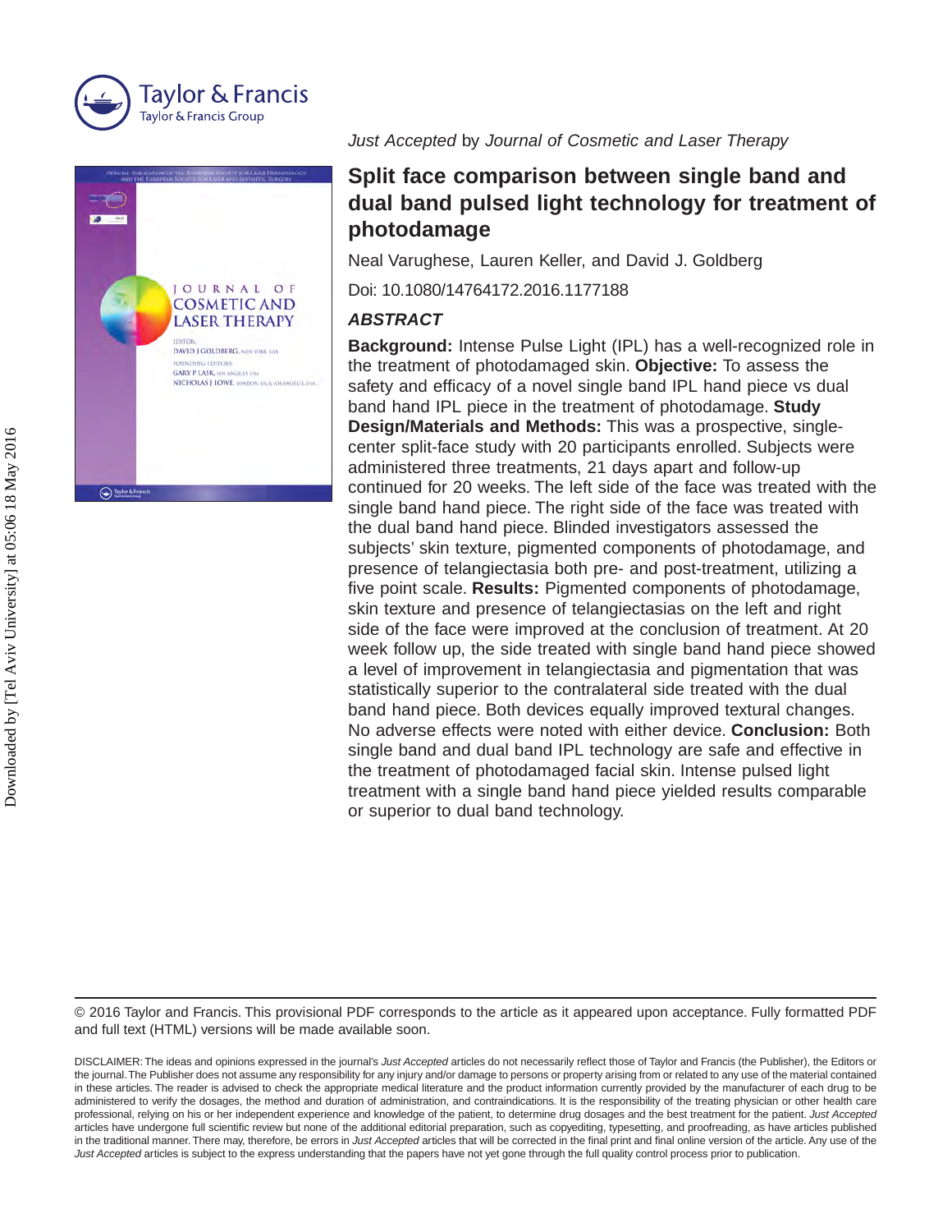*Just Accepted* by *Journal of Cosmetic and Laser Therapy*

# Split face comparison between single band and dual band pulsed light technology for treatment of photodamage

Neal Varughese, Lauren Keller, and David J. Goldberg

Doi: 10.1080/14764172.2016.1177188

### *ABSTRACT*

**Background:** Intense Pulse Light (IPL) has a well-recognized role in the treatment of photodamaged skin. **Objective:** To assess the safety and efficacy of a novel single band IPL hand piece vs dual band hand IPL piece in the treatment of photodamage. **Study Design/Materials and Methods:** This was a prospective, single-center split-face study with 20 participants enrolled. Subjects were administered three treatments, 21 days apart and follow-up continued for 20 weeks. The left side of the face was treated with the single band hand piece. The right side of the face was treated with the dual band hand piece. Blinded investigators assessed the subjects' skin texture, pigmented components of photodamage, and presence of telangiectasia both pre- and post-treatment, utilizing a five point scale. **Results:** Pigmented components of photodamage, skin texture and presence of telangiectasias on the left and right side of the face were improved at the conclusion of treatment. At 20 week follow up, the side treated with single band hand piece showed a level of improvement in telangiectasia and pigmentation that was statistically superior to the contralateral side treated with the dual band hand piece. Both devices equally improved textural changes. No adverse effects were noted with either device. **Conclusion:** Both single band and dual band IPL technology are safe and effective in the treatment of photodamaged facial skin. Intense pulsed light treatment with a single band hand piece yielded results comparable or superior to dual band technology.

© 2016 Taylor and Francis. This provisional PDF corresponds to the article as it appeared upon acceptance. Fully formatted PDF and full text (HTML) versions will be made available soon.

DISCLAIMER: The ideas and opinions expressed in the journal's *Just Accepted* articles do not necessarily reflect those of Taylor and Francis (the Publisher), the Editors or the journal. The Publisher does not assume any responsibility for any injury and/or damage to persons or property arising from or related to any use of the material contained in these articles. The reader is advised to check the appropriate medical literature and the product information currently provided by the manufacturer of each drug to be administered to verify the dosages, the method and duration of administration, and contraindications. It is the responsibility of the treating physician or other health care professional, relying on his or her independent experience and knowledge of the patient, to determine drug dosages and the best treatment for the patient. *Just Accepted* articles have undergone full scientific review but none of the additional editorial preparation, such as copyediting, typesetting, and proofreading, as have articles published in the traditional manner. There may, therefore, be errors in *Just Accepted* articles that will be corrected in the final print and final online version of the article. Any use of the *Just Accepted* articles is subject to the express understanding that the papers have not yet gone through the full quality control process prior to publication.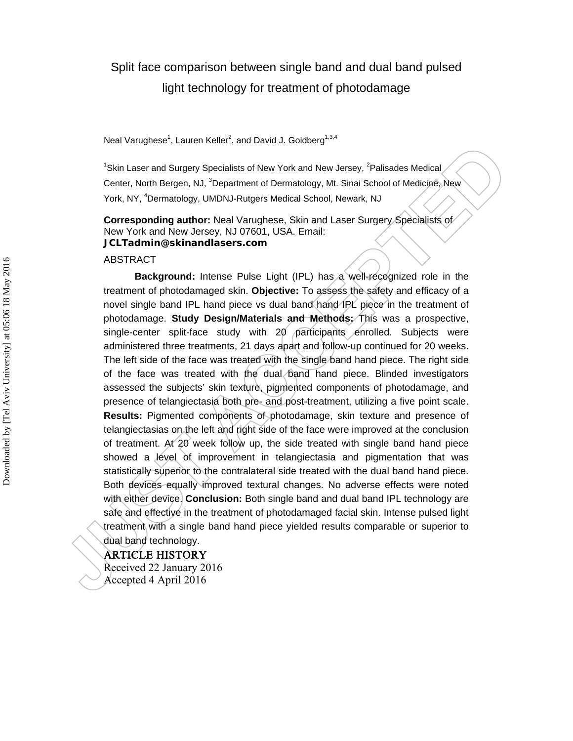# Split face comparison between single band and dual band pulsed light technology for treatment of photodamage

Neal Varughese[1], Lauren Keller[2], and David J. Goldberg[1,3,4]

[1]Skin Laser and Surgery Specialists of New York and New Jersey, [2]Palisades Medical Center, North Bergen, NJ, [3]Department of Dermatology, Mt. Sinai School of Medicine, New York, NY, [4]Dermatology, UMDNJ-Rutgers Medical School, Newark, NJ

**Corresponding author:** Neal Varughese, Skin and Laser Surgery Specialists of New York and New Jersey, NJ 07601, USA. Email: **JCLTadmin@skinandlasers.com**

ABSTRACT

**Background:** Intense Pulse Light (IPL) has a well-recognized role in the treatment of photodamaged skin. **Objective:** To assess the safety and efficacy of a novel single band IPL hand piece vs dual band hand IPL piece in the treatment of photodamage. **Study Design/Materials and Methods:** This was a prospective, single-center split-face study with 20 participants enrolled. Subjects were administered three treatments, 21 days apart and follow-up continued for 20 weeks. The left side of the face was treated with the single band hand piece. The right side of the face was treated with the dual band hand piece. Blinded investigators assessed the subjects' skin texture, pigmented components of photodamage, and presence of telangiectasia both pre- and post-treatment, utilizing a five point scale. **Results:** Pigmented components of photodamage, skin texture and presence of telangiectasias on the left and right side of the face were improved at the conclusion of treatment. At 20 week follow up, the side treated with single band hand piece showed a level of improvement in telangiectasia and pigmentation that was statistically superior to the contralateral side treated with the dual band hand piece. Both devices equally improved textural changes. No adverse effects were noted with either device. **Conclusion:** Both single band and dual band IPL technology are safe and effective in the treatment of photodamaged facial skin. Intense pulsed light treatment with a single band hand piece yielded results comparable or superior to dual band technology.

ARTICLE HISTORY

Received 22 January 2016

Accepted 4 April 2016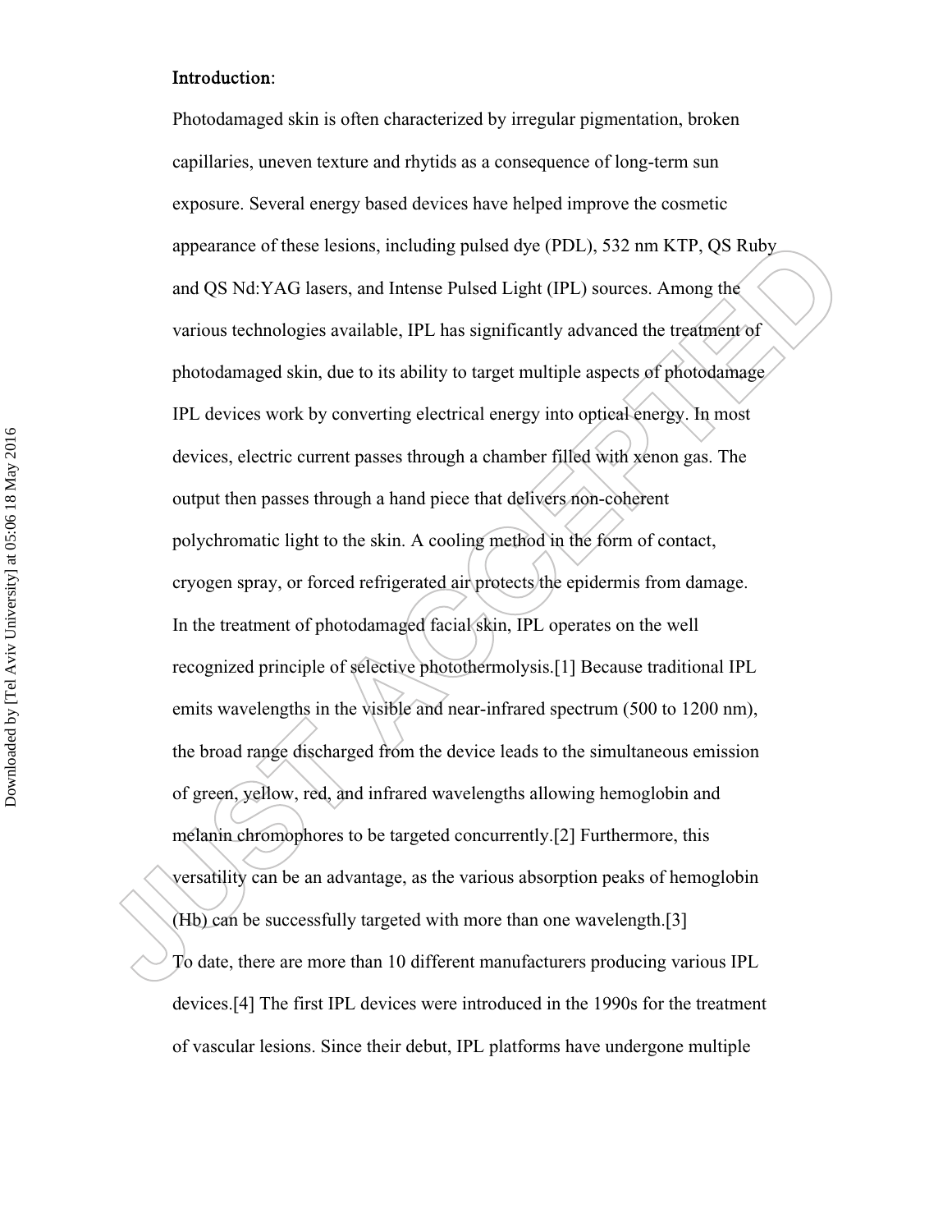## Introduction:

Photodamaged skin is often characterized by irregular pigmentation, broken capillaries, uneven texture and rhytids as a consequence of long-term sun exposure. Several energy based devices have helped improve the cosmetic appearance of these lesions, including pulsed dye (PDL), 532 nm KTP, QS Ruby and QS Nd:YAG lasers, and Intense Pulsed Light (IPL) sources. Among the various technologies available, IPL has significantly advanced the treatment of photodamaged skin, due to its ability to target multiple aspects of photodamage IPL devices work by converting electrical energy into optical energy. In most devices, electric current passes through a chamber filled with xenon gas. The output then passes through a hand piece that delivers non-coherent polychromatic light to the skin. A cooling method in the form of contact, cryogen spray, or forced refrigerated air protects the epidermis from damage. In the treatment of photodamaged facial skin, IPL operates on the well recognized principle of selective photothermolysis.[1] Because traditional IPL emits wavelengths in the visible and near-infrared spectrum (500 to 1200 nm), the broad range discharged from the device leads to the simultaneous emission of green, yellow, red, and infrared wavelengths allowing hemoglobin and melanin chromophores to be targeted concurrently.[2] Furthermore, this versatility can be an advantage, as the various absorption peaks of hemoglobin (Hb) can be successfully targeted with more than one wavelength.[3]

To date, there are more than 10 different manufacturers producing various IPL devices.[4] The first IPL devices were introduced in the 1990s for the treatment of vascular lesions. Since their debut, IPL platforms have undergone multiple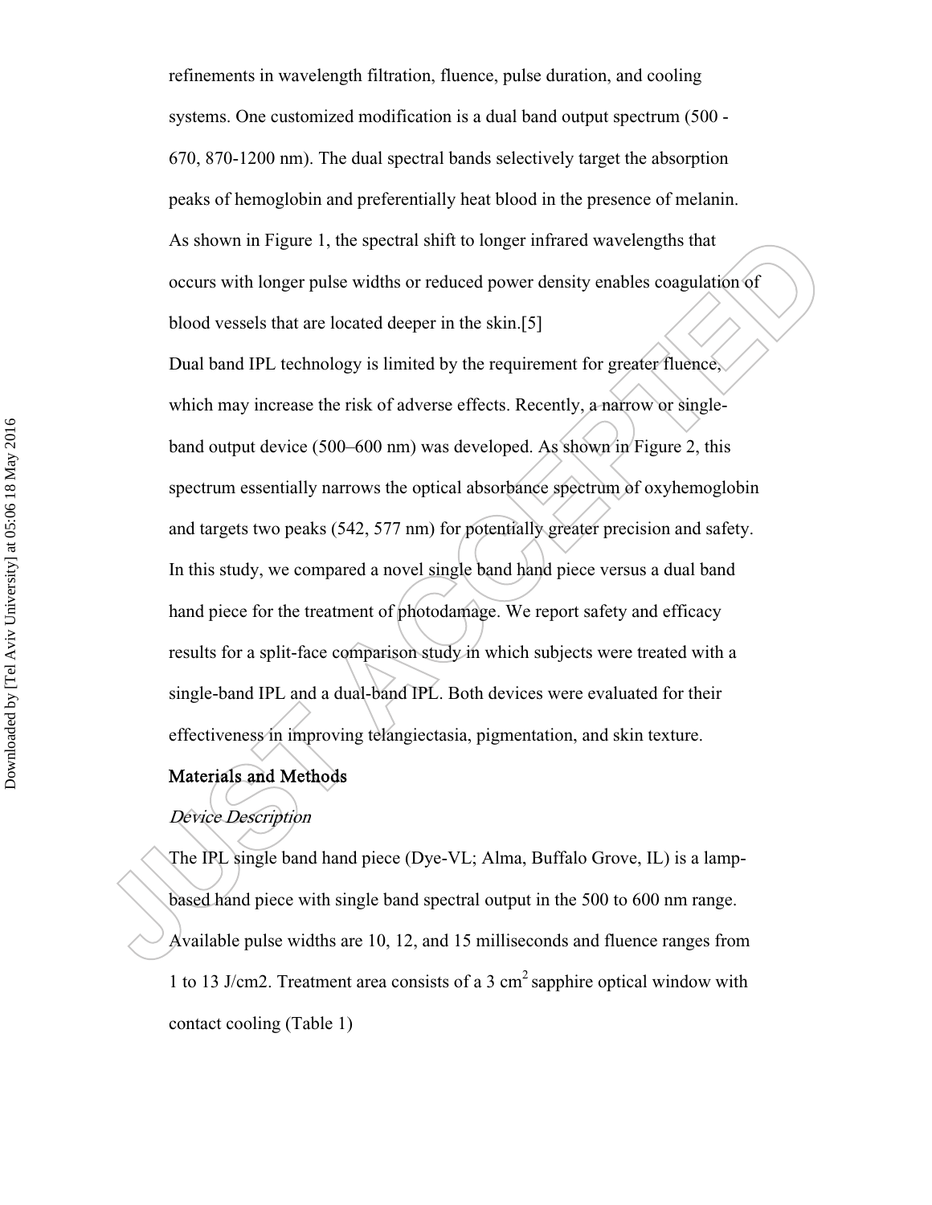refinements in wavelength filtration, fluence, pulse duration, and cooling systems. One customized modification is a dual band output spectrum (500 - 670, 870-1200 nm). The dual spectral bands selectively target the absorption peaks of hemoglobin and preferentially heat blood in the presence of melanin. As shown in Figure 1, the spectral shift to longer infrared wavelengths that occurs with longer pulse widths or reduced power density enables coagulation of blood vessels that are located deeper in the skin.[5]

Dual band IPL technology is limited by the requirement for greater fluence, which may increase the risk of adverse effects. Recently, a narrow or single-band output device (500–600 nm) was developed. As shown in Figure 2, this spectrum essentially narrows the optical absorbance spectrum of oxyhemoglobin and targets two peaks (542, 577 nm) for potentially greater precision and safety. In this study, we compared a novel single band hand piece versus a dual band hand piece for the treatment of photodamage. We report safety and efficacy results for a split-face comparison study in which subjects were treated with a single-band IPL and a dual-band IPL. Both devices were evaluated for their effectiveness in improving telangiectasia, pigmentation, and skin texture.

## Materials and Methods

### *Device Description*

The IPL single band hand piece (Dye-VL; Alma, Buffalo Grove, IL) is a lamp-based hand piece with single band spectral output in the 500 to 600 nm range. Available pulse widths are 10, 12, and 15 milliseconds and fluence ranges from 1 to 13 J/cm2. Treatment area consists of a 3 $cm^2$ sapphire optical window with contact cooling (Table 1)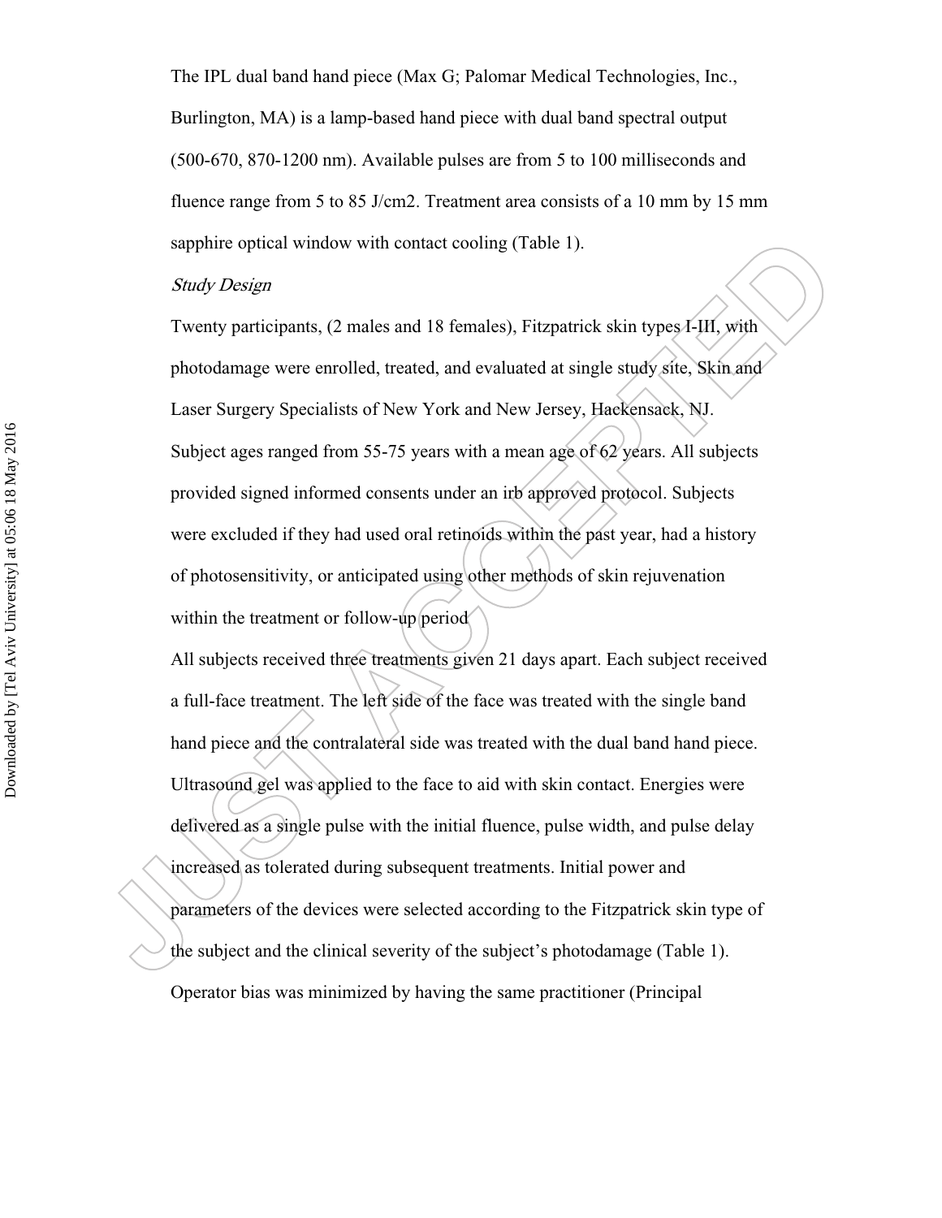The IPL dual band hand piece (Max G; Palomar Medical Technologies, Inc., Burlington, MA) is a lamp-based hand piece with dual band spectral output (500-670, 870-1200 nm). Available pulses are from 5 to 100 milliseconds and fluence range from 5 to 85 J/cm2. Treatment area consists of a 10 mm by 15 mm sapphire optical window with contact cooling (Table 1).

*Study Design*

Twenty participants, (2 males and 18 females), Fitzpatrick skin types I-III, with photodamage were enrolled, treated, and evaluated at single study site, Skin and Laser Surgery Specialists of New York and New Jersey, Hackensack, NJ. Subject ages ranged from 55-75 years with a mean age of 62 years. All subjects provided signed informed consents under an irb approved protocol. Subjects were excluded if they had used oral retinoids within the past year, had a history of photosensitivity, or anticipated using other methods of skin rejuvenation within the treatment or follow-up period

All subjects received three treatments given 21 days apart. Each subject received a full-face treatment. The left side of the face was treated with the single band hand piece and the contralateral side was treated with the dual band hand piece. Ultrasound gel was applied to the face to aid with skin contact. Energies were delivered as a single pulse with the initial fluence, pulse width, and pulse delay increased as tolerated during subsequent treatments. Initial power and parameters of the devices were selected according to the Fitzpatrick skin type of the subject and the clinical severity of the subject's photodamage (Table 1). Operator bias was minimized by having the same practitioner (Principal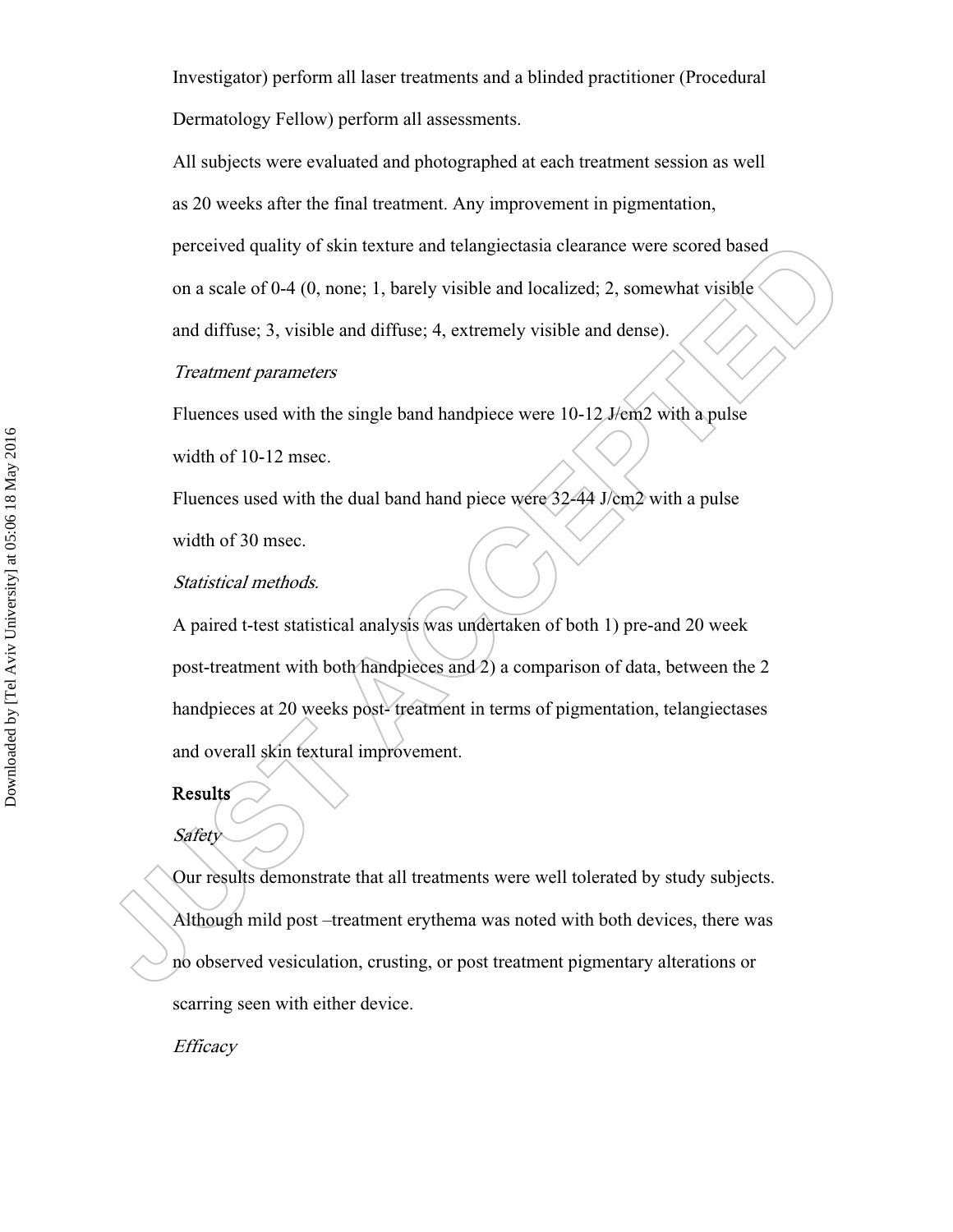Investigator) perform all laser treatments and a blinded practitioner (Procedural Dermatology Fellow) perform all assessments.

All subjects were evaluated and photographed at each treatment session as well as 20 weeks after the final treatment. Any improvement in pigmentation, perceived quality of skin texture and telangiectasia clearance were scored based on a scale of 0-4 (0, none; 1, barely visible and localized; 2, somewhat visible and diffuse; 3, visible and diffuse; 4, extremely visible and dense).

*Treatment parameters*

Fluences used with the single band handpiece were 10-12 J/cm2 with a pulse width of 10-12 msec.

Fluences used with the dual band hand piece were 32-44 J/cm2 with a pulse width of 30 msec.

*Statistical methods.*

A paired t-test statistical analysis was undertaken of both 1) pre-and 20 week post-treatment with both handpieces and 2) a comparison of data, between the 2 handpieces at 20 weeks post- treatment in terms of pigmentation, telangiectases and overall skin textural improvement.

## Results

*Safety*

Our results demonstrate that all treatments were well tolerated by study subjects. Although mild post –treatment erythema was noted with both devices, there was no observed vesiculation, crusting, or post treatment pigmentary alterations or scarring seen with either device.

*Efficacy*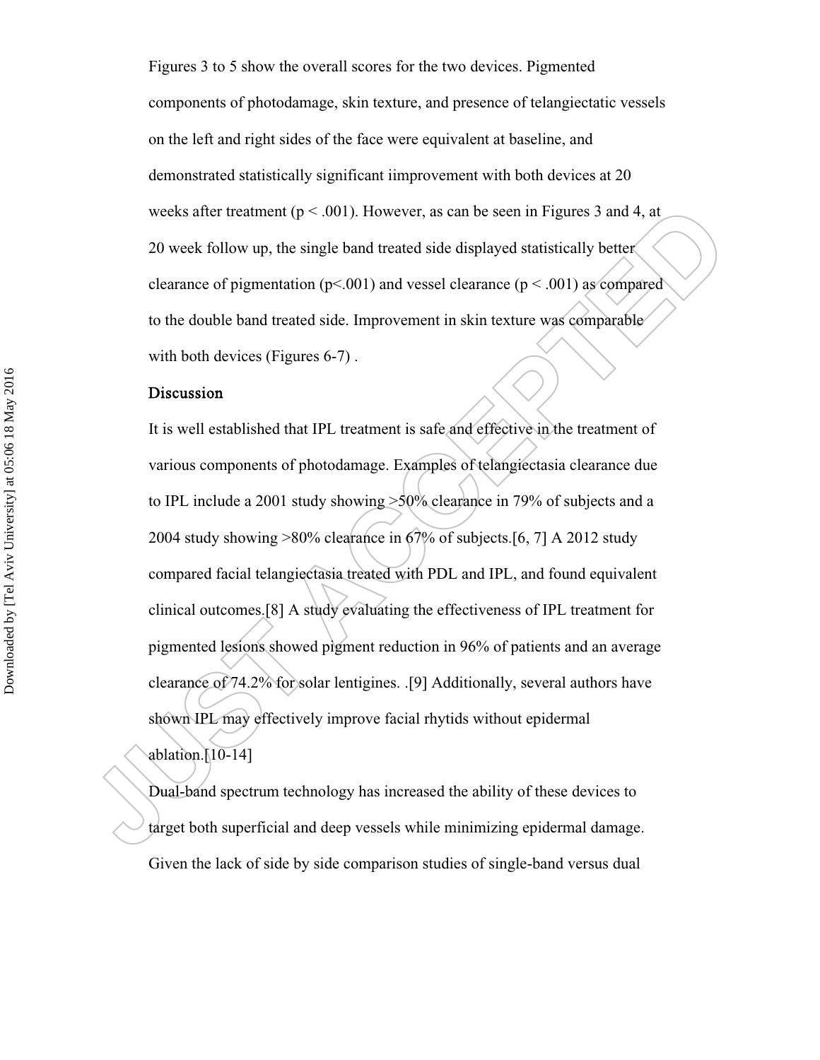Figures 3 to 5 show the overall scores for the two devices. Pigmented components of photodamage, skin texture, and presence of telangiectatic vessels on the left and right sides of the face were equivalent at baseline, and demonstrated statistically significant iimprovement with both devices at 20 weeks after treatment ($p < .001$). However, as can be seen in Figures 3 and 4, at 20 week follow up, the single band treated side displayed statistically better clearance of pigmentation ($p<.001$) and vessel clearance ($p < .001$) as compared to the double band treated side. Improvement in skin texture was comparable with both devices (Figures 6-7) .

## Discussion

It is well established that IPL treatment is safe and effective in the treatment of various components of photodamage. Examples of telangiectasia clearance due to IPL include a 2001 study showing >50% clearance in 79% of subjects and a 2004 study showing >80% clearance in 67% of subjects.[6, 7] A 2012 study compared facial telangiectasia treated with PDL and IPL, and found equivalent clinical outcomes.[8] A study evaluating the effectiveness of IPL treatment for pigmented lesions showed pigment reduction in 96% of patients and an average clearance of 74.2% for solar lentigines. .[9] Additionally, several authors have shown IPL may effectively improve facial rhytids without epidermal ablation.[10-14]

Dual-band spectrum technology has increased the ability of these devices to target both superficial and deep vessels while minimizing epidermal damage. Given the lack of side by side comparison studies of single-band versus dual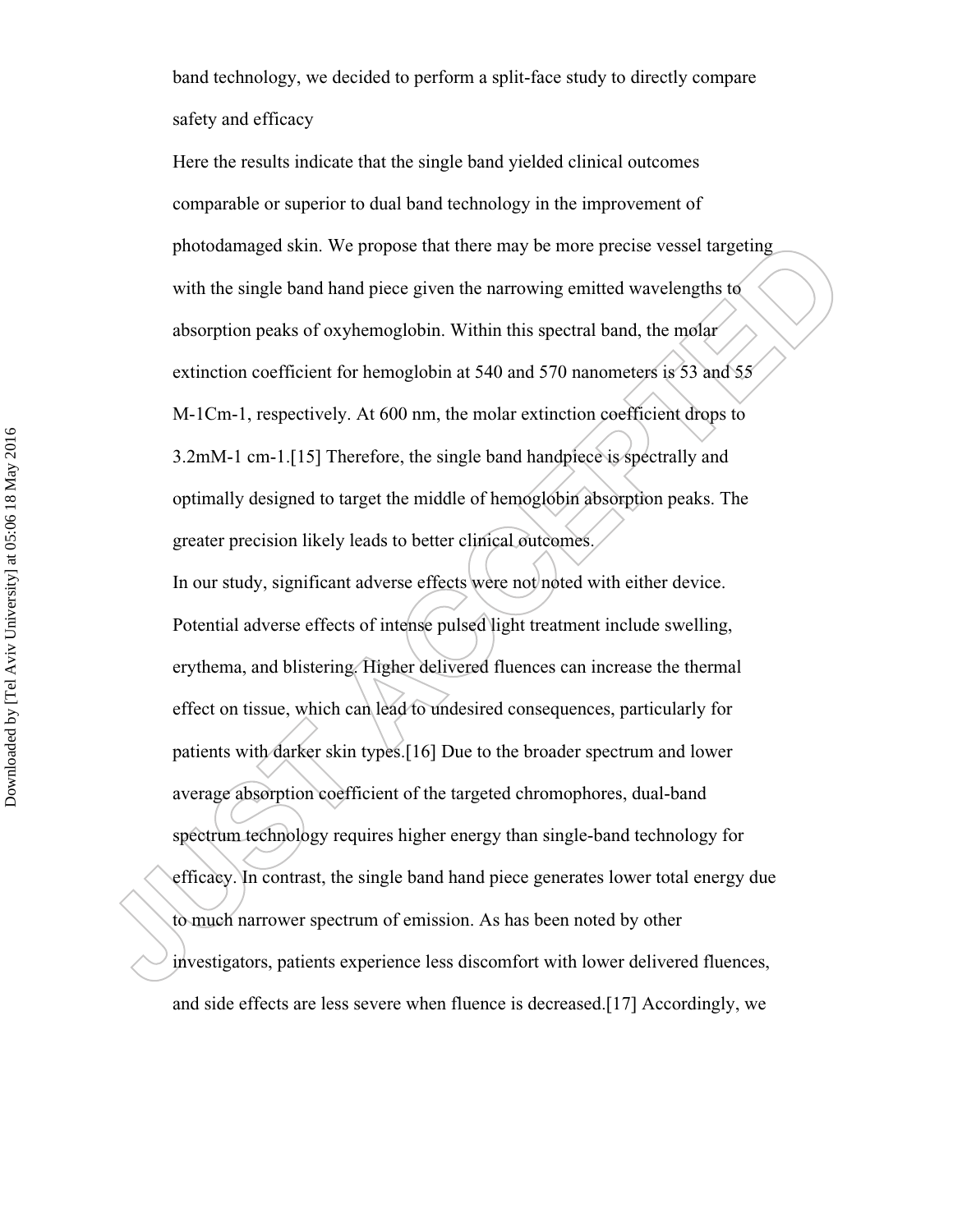band technology, we decided to perform a split-face study to directly compare safety and efficacy

Here the results indicate that the single band yielded clinical outcomes comparable or superior to dual band technology in the improvement of photodamaged skin. We propose that there may be more precise vessel targeting with the single band hand piece given the narrowing emitted wavelengths to absorption peaks of oxyhemoglobin. Within this spectral band, the molar extinction coefficient for hemoglobin at 540 and 570 nanometers is 53 and 55 $M^{-1}Cm^{-1}$, respectively. At 600 nm, the molar extinction coefficient drops to 3.2$mM^{-1}$ $cm^{-1}$.[15] Therefore, the single band handpiece is spectrally and optimally designed to target the middle of hemoglobin absorption peaks. The greater precision likely leads to better clinical outcomes.

In our study, significant adverse effects were not noted with either device. Potential adverse effects of intense pulsed light treatment include swelling, erythema, and blistering. Higher delivered fluences can increase the thermal effect on tissue, which can lead to undesired consequences, particularly for patients with darker skin types.[16] Due to the broader spectrum and lower average absorption coefficient of the targeted chromophores, dual-band spectrum technology requires higher energy than single-band technology for efficacy. In contrast, the single band hand piece generates lower total energy due to much narrower spectrum of emission. As has been noted by other investigators, patients experience less discomfort with lower delivered fluences, and side effects are less severe when fluence is decreased.[17] Accordingly, we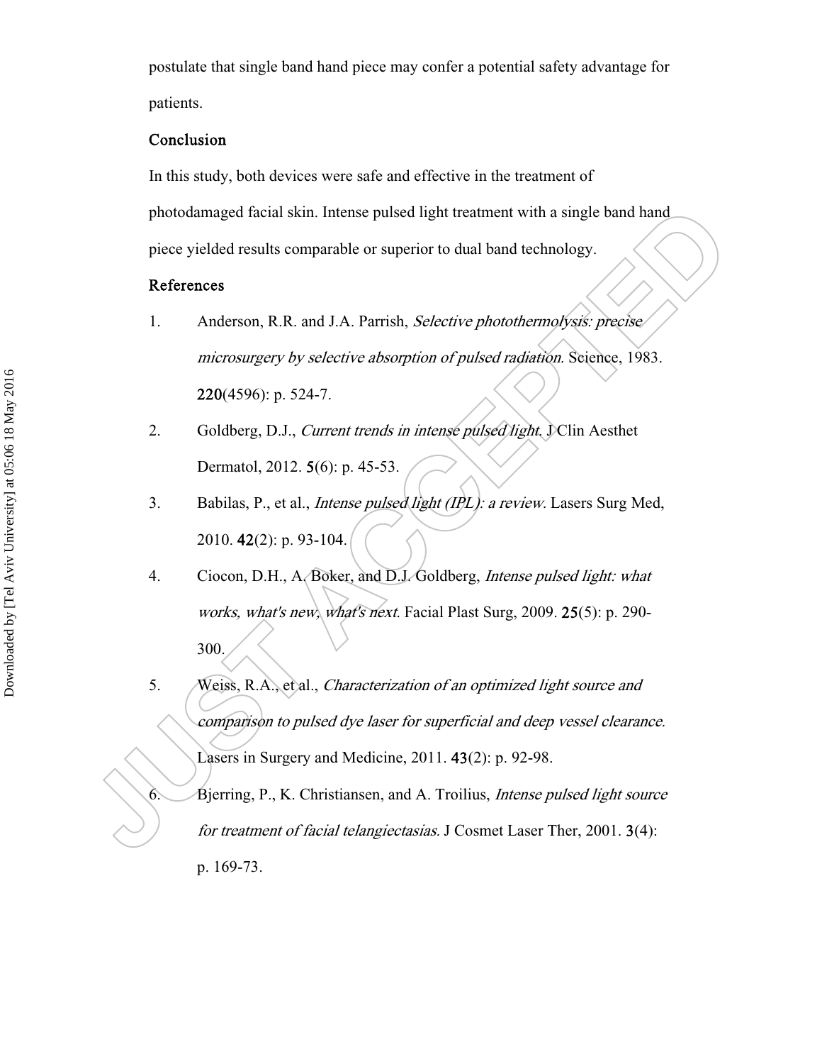postulate that single band hand piece may confer a potential safety advantage for patients.

## Conclusion

In this study, both devices were safe and effective in the treatment of photodamaged facial skin. Intense pulsed light treatment with a single band hand piece yielded results comparable or superior to dual band technology.

## References

1. Anderson, R.R. and J.A. Parrish, *Selective photothermolysis: precise microsurgery by selective absorption of pulsed radiation.* Science, 1983. **220**(4596): p. 524-7.
2. Goldberg, D.J., *Current trends in intense pulsed light.* J Clin Aesthet Dermatol, 2012. **5**(6): p. 45-53.
3. Babilas, P., et al., *Intense pulsed light (IPL): a review.* Lasers Surg Med, 2010. **42**(2): p. 93-104.
4. Ciocon, D.H., A. Boker, and D.J. Goldberg, *Intense pulsed light: what works, what's new, what's next.* Facial Plast Surg, 2009. **25**(5): p. 290-300.
5. Weiss, R.A., et al., *Characterization of an optimized light source and comparison to pulsed dye laser for superficial and deep vessel clearance.* Lasers in Surgery and Medicine, 2011. **43**(2): p. 92-98.
6. Bjerring, P., K. Christiansen, and A. Troilius, *Intense pulsed light source for treatment of facial telangiectasias.* J Cosmet Laser Ther, 2001. **3**(4): p. 169-73.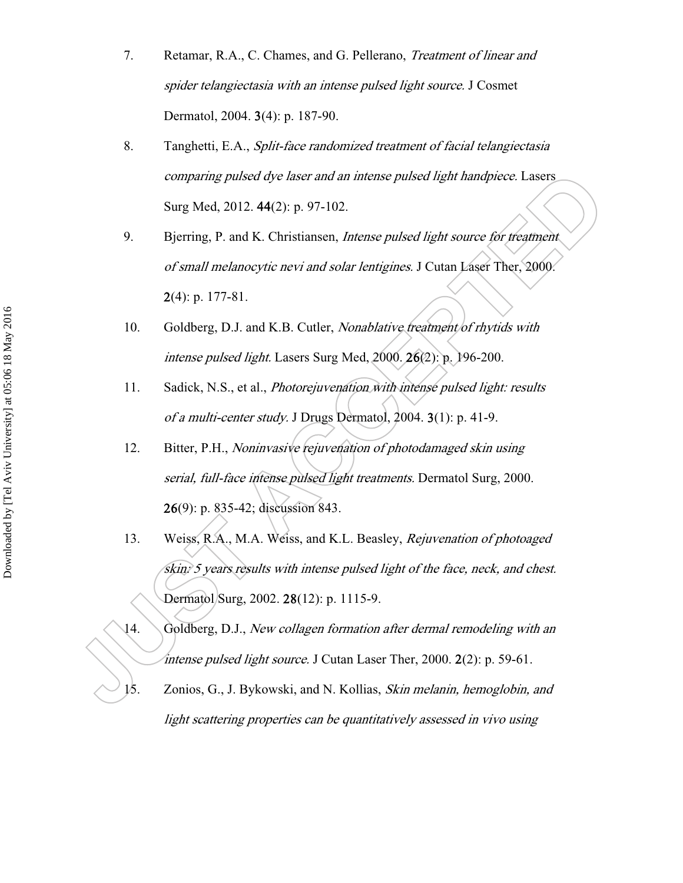7. Retamar, R.A., C. Chames, and G. Pellerano, *Treatment of linear and spider telangiectasia with an intense pulsed light source.* J Cosmet Dermatol, 2004. **3**(4): p. 187-90.

8. Tanghetti, E.A., *Split-face randomized treatment of facial telangiectasia comparing pulsed dye laser and an intense pulsed light handpiece.* Lasers Surg Med, 2012. **44**(2): p. 97-102.

9. Bjerring, P. and K. Christiansen, *Intense pulsed light source for treatment of small melanocytic nevi and solar lentigines.* J Cutan Laser Ther, 2000. **2**(4): p. 177-81.

10. Goldberg, D.J. and K.B. Cutler, *Nonablative treatment of rhytids with intense pulsed light.* Lasers Surg Med, 2000. **26**(2): p. 196-200.

11. Sadick, N.S., et al., *Photorejuvenation with intense pulsed light: results of a multi-center study.* J Drugs Dermatol, 2004. **3**(1): p. 41-9.

12. Bitter, P.H., *Noninvasive rejuvenation of photodamaged skin using serial, full-face intense pulsed light treatments.* Dermatol Surg, 2000. **26**(9): p. 835-42; discussion 843.

13. Weiss, R.A., M.A. Weiss, and K.L. Beasley, *Rejuvenation of photoaged skin: 5 years results with intense pulsed light of the face, neck, and chest.* Dermatol Surg, 2002. **28**(12): p. 1115-9.

14. Goldberg, D.J., *New collagen formation after dermal remodeling with an intense pulsed light source.* J Cutan Laser Ther, 2000. **2**(2): p. 59-61.

15. Zonios, G., J. Bykowski, and N. Kollias, *Skin melanin, hemoglobin, and light scattering properties can be quantitatively assessed in vivo using*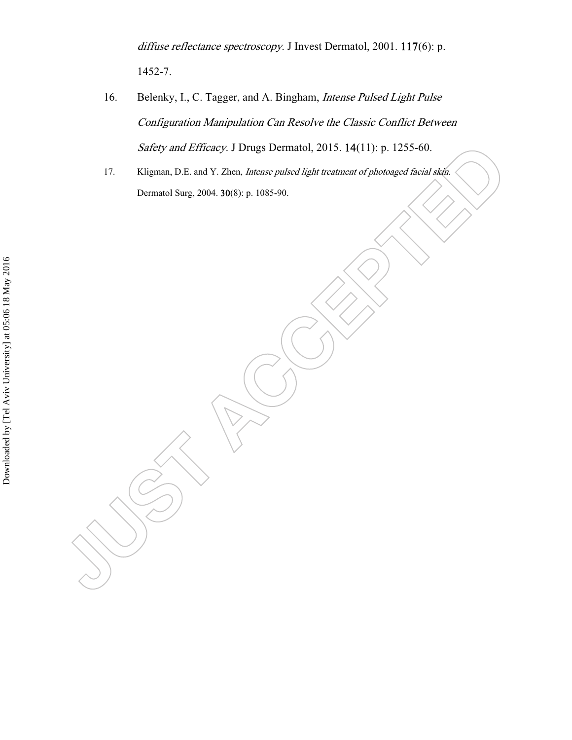*diffuse reflectance spectroscopy*. J Invest Dermatol, 2001. **117**(6): p. 1452-7.

16. Belenky, I., C. Tagger, and A. Bingham, *Intense Pulsed Light Pulse Configuration Manipulation Can Resolve the Classic Conflict Between Safety and Efficacy*. J Drugs Dermatol, 2015. **14**(11): p. 1255-60.
17. Kligman, D.E. and Y. Zhen, *Intense pulsed light treatment of photoaged facial skin*. Dermatol Surg, 2004. **30**(8): p. 1085-90.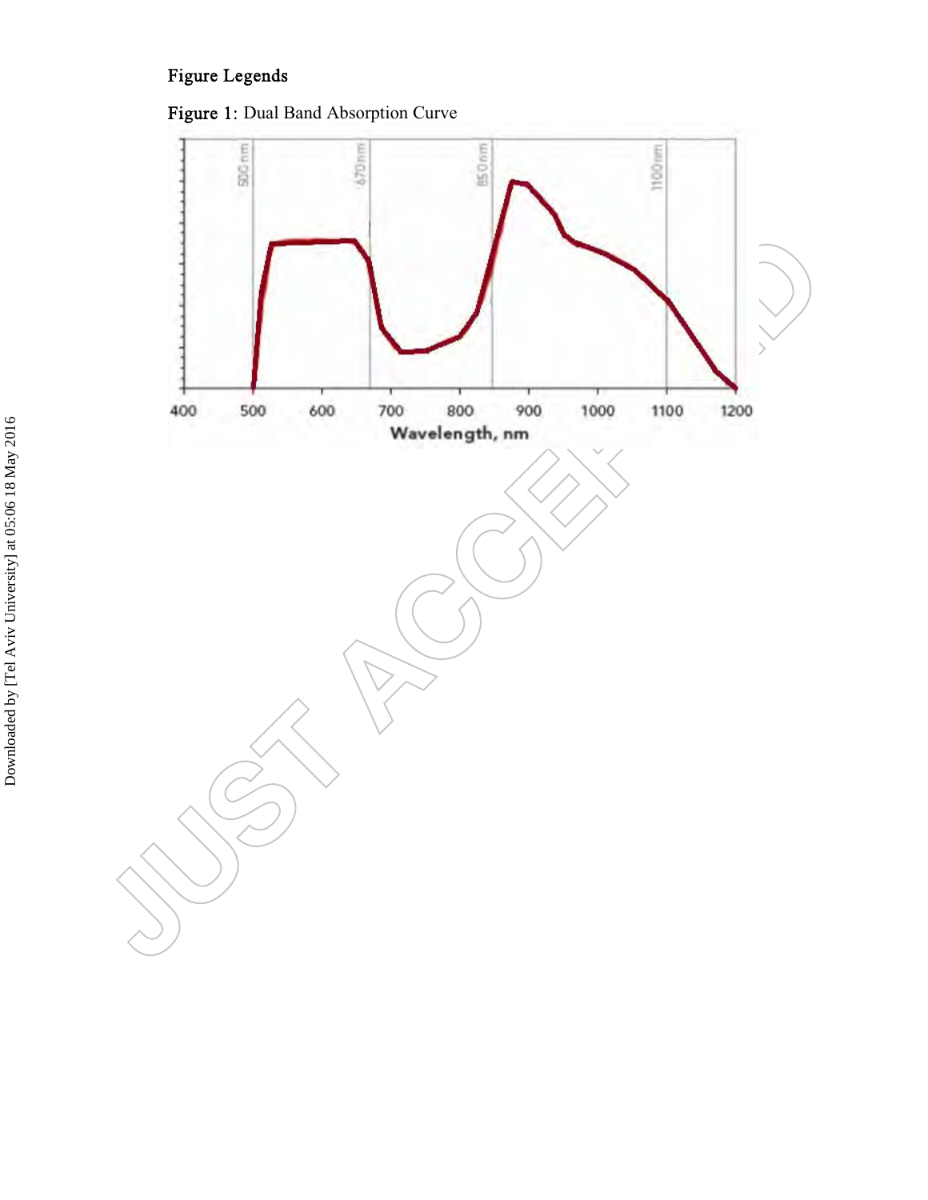## Figure Legends

**Figure 1**: Dual Band Absorption Curve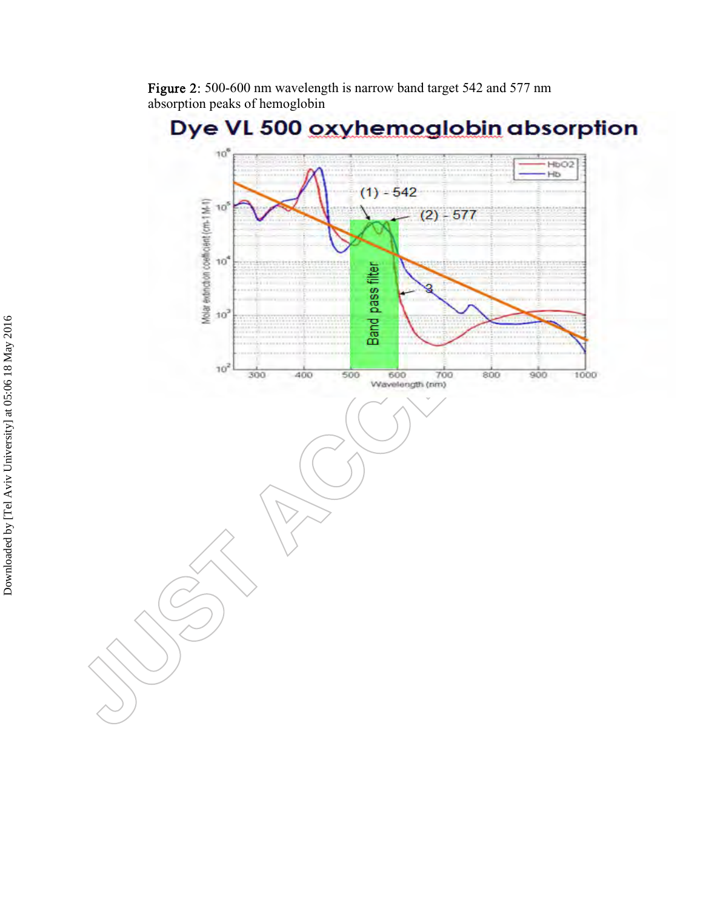**Figure 2**: 500-600 nm wavelength is narrow band target 542 and 577 nm absorption peaks of hemoglobin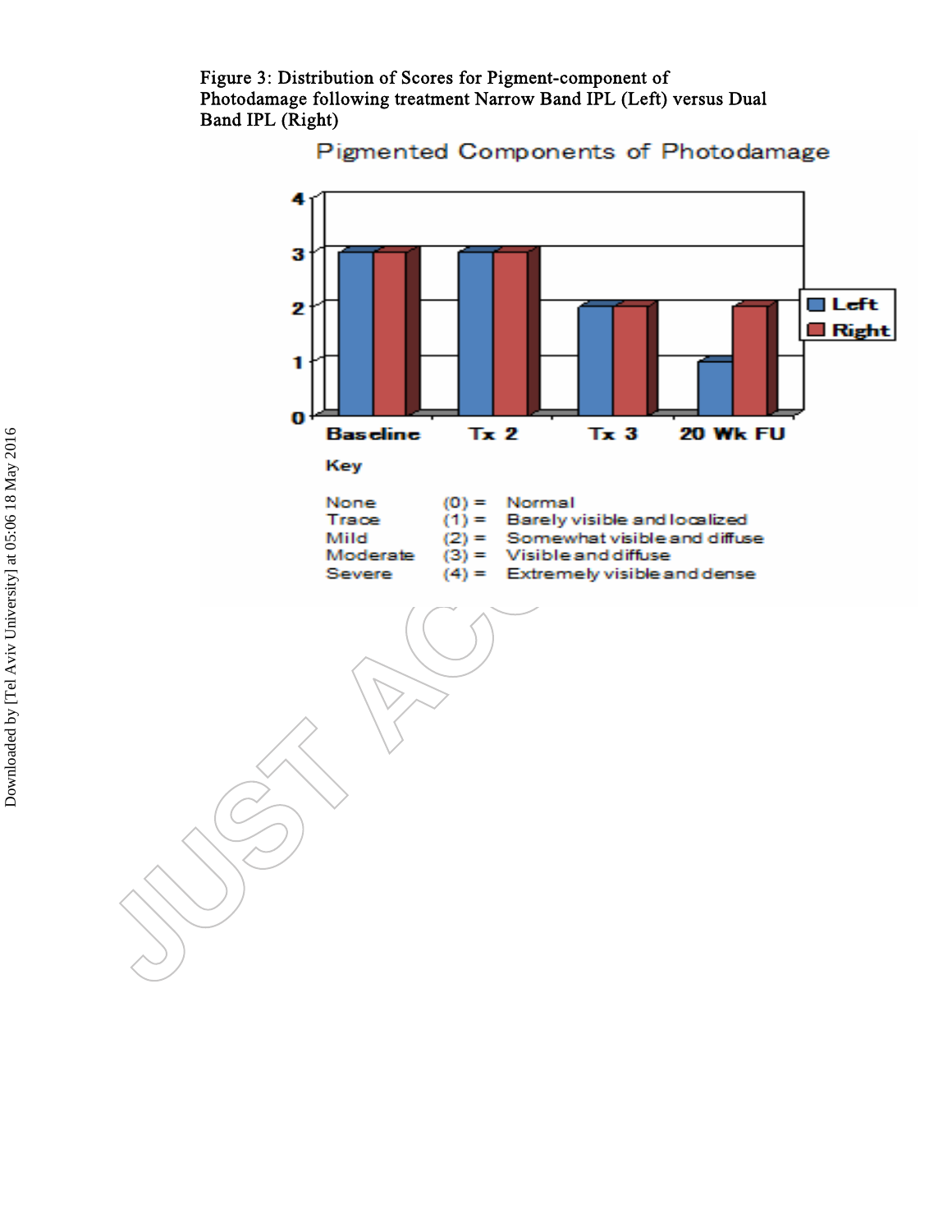Figure 3: Distribution of Scores for Pigment-component of Photodamage following treatment Narrow Band IPL (Left) versus Dual Band IPL (Right)

Pigmented Components of Photodamage

| | Left | Right |
|---|---|---|
| Baseline | 3 | 3 |
| Tx 2 | 3 | 3 |
| Tx 3 | 2 | 2 |
| 20 Wk FU | 1 | 2 |

Key

| | | |
|---|---|---|
| None | (0) = | Normal |
| Trace | (1) = | Barely visible and localized |
| Mild | (2) = | Somewhat visible and diffuse |
| Moderate | (3) = | Visible and diffuse |
| Severe | (4) = | Extremely visible and dense |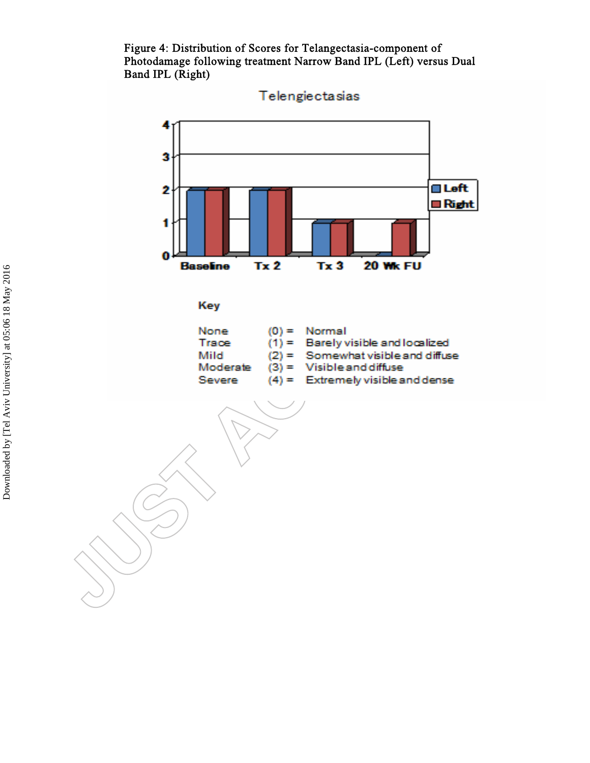Figure 4: Distribution of Scores for Telangectasia-component of Photodamage following treatment Narrow Band IPL (Left) versus Dual Band IPL (Right)

Telengiectasias

Key

| | | |
|---|---|---|
| None | (0) = | Normal |
| Trace | (1) = | Barely visible and localized |
| Mild | (2) = | Somewhat visible and diffuse |
| Moderate | (3) = | Visible and diffuse |
| Severe | (4) = | Extremely visible and dense |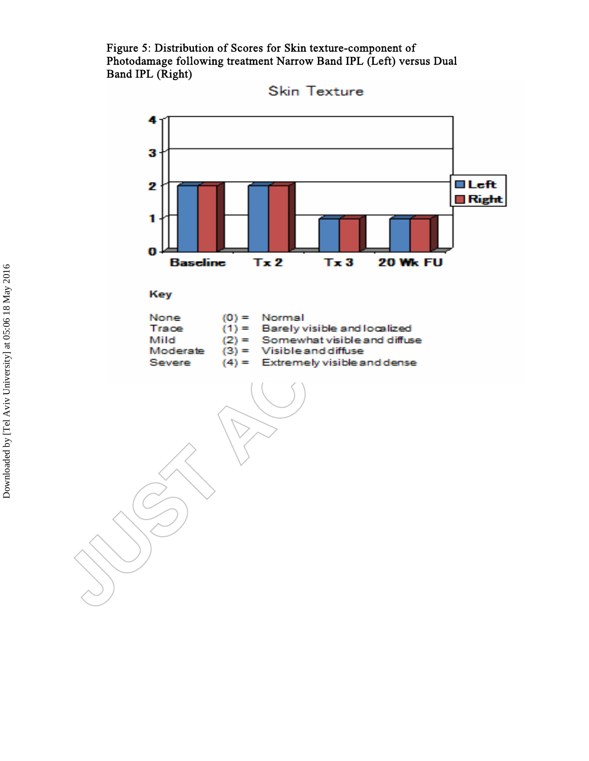Figure 5: Distribution of Scores for Skin texture-component of Photodamage following treatment Narrow Band IPL (Left) versus Dual Band IPL (Right)

Skin Texture

| | Baseline | Tx 2 | Tx 3 | 20 Wk FU |
|---|---|---|---|---|
| Left | 2 | 2 | 1 | 1 |
| Right | 2 | 2 | 1 | 1 |

Key

| | | |
|---|---|---|
| None | (0) = | Normal |
| Trace | (1) = | Barely visible and localized |
| Mild | (2) = | Somewhat visible and diffuse |
| Moderate | (3) = | Visible and diffuse |
| Severe | (4) = | Extremely visible and dense |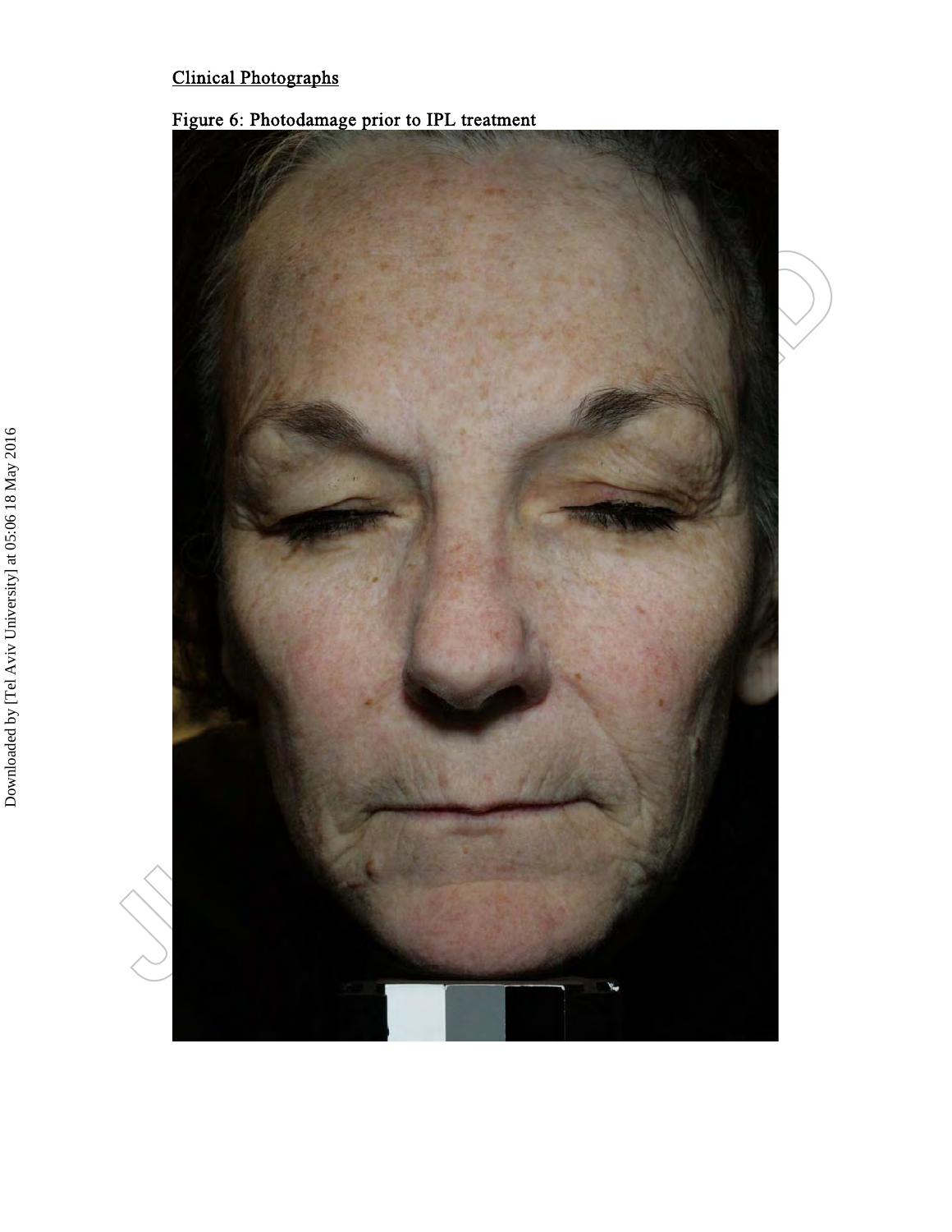Clinical Photographs

Figure 6: Photodamage prior to IPL treatment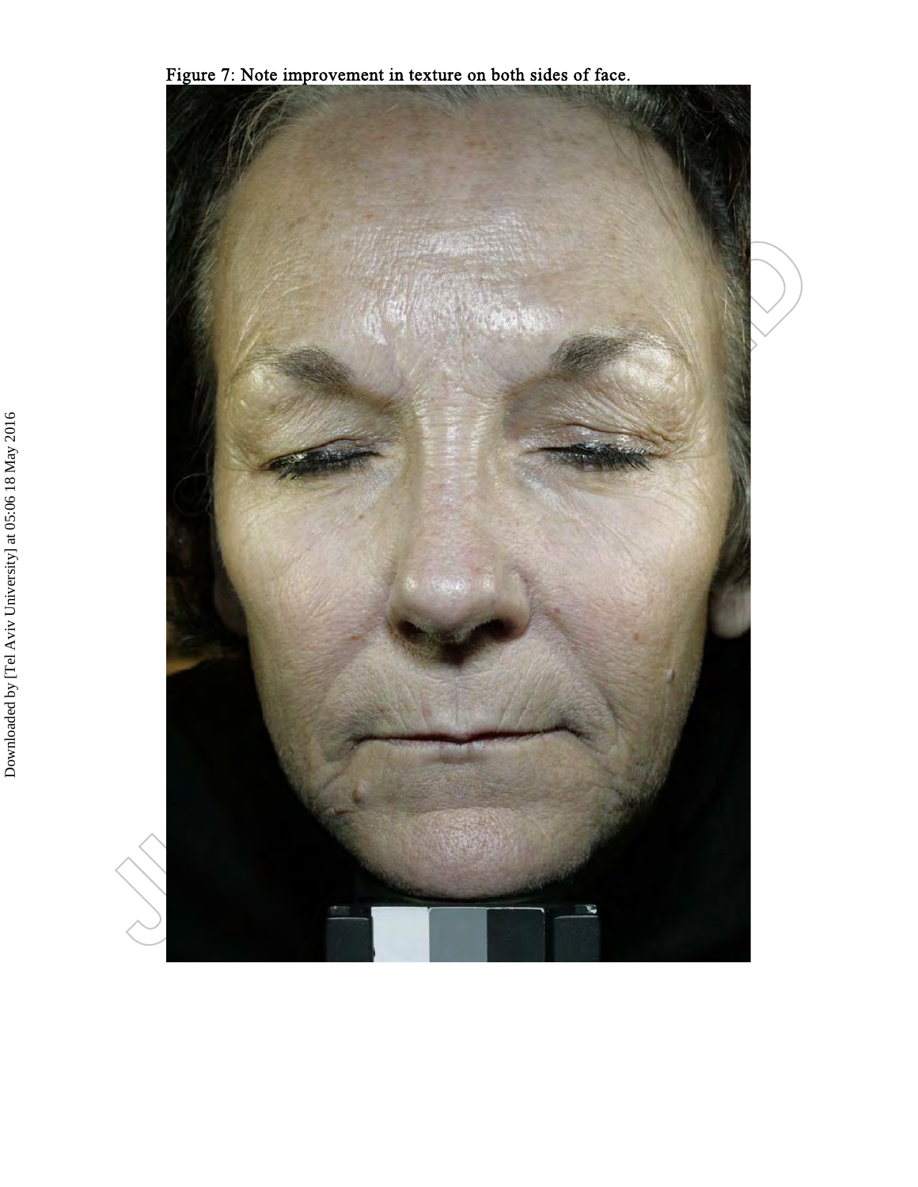Figure 7: Note improvement in texture on both sides of face.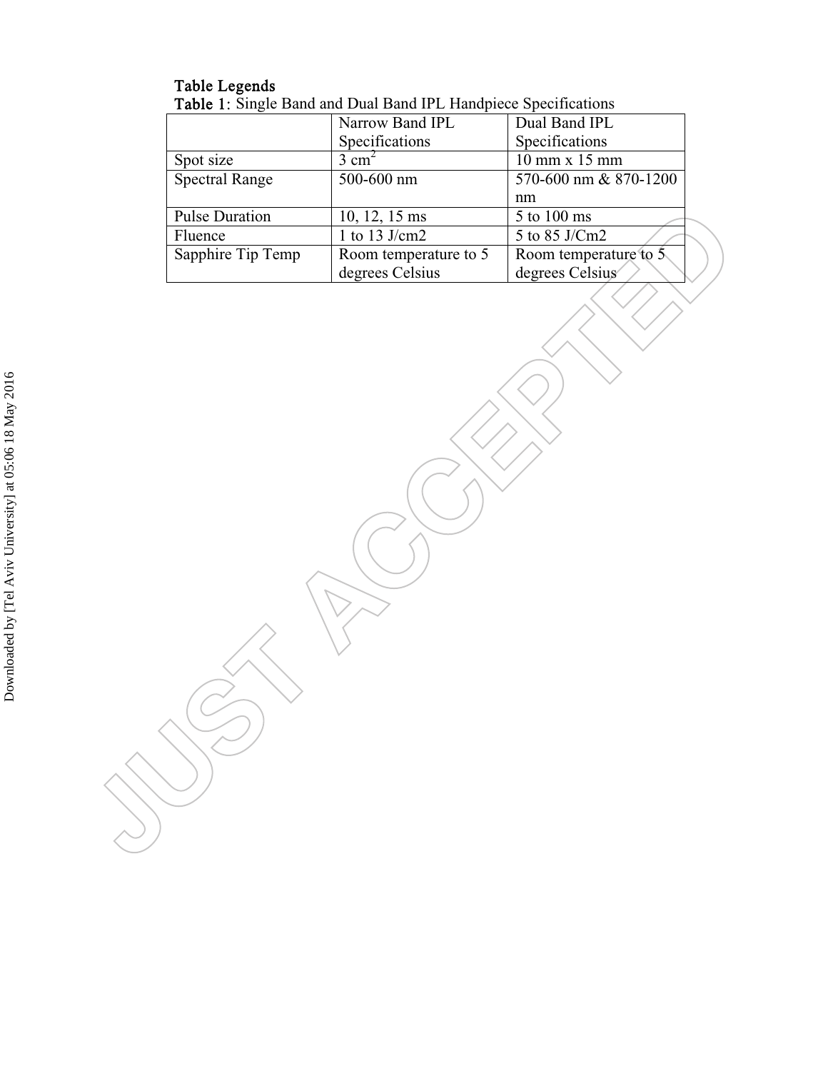**Table Legends**

**Table 1**: Single Band and Dual Band IPL Handpiece Specifications

| | Narrow Band IPL Specifications | Dual Band IPL Specifications |
|---|---|---|
| Spot size | 3 $cm^2$ | 10 mm x 15 mm |
| Spectral Range | 500-600 nm | 570-600 nm & 870-1200 nm |
| Pulse Duration | 10, 12, 15 ms | 5 to 100 ms |
| Fluence | 1 to 13 J/cm2 | 5 to 85 J/Cm2 |
| Sapphire Tip Temp | Room temperature to 5 degrees Celsius | Room temperature to 5 degrees Celsius |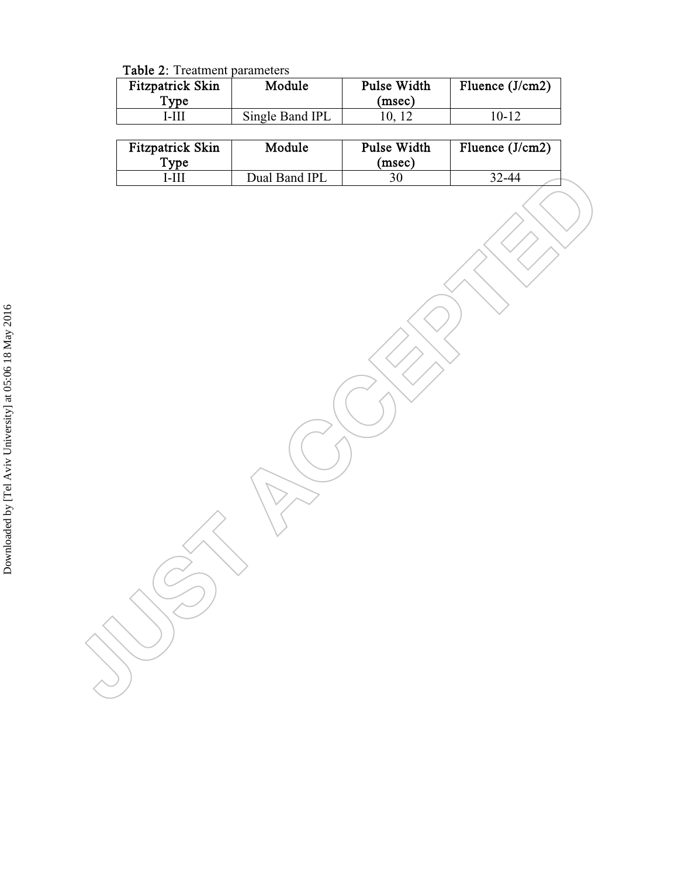**Table 2**: Treatment parameters

| Fitzpatrick Skin Type | Module | Pulse Width (msec) | Fluence (J/cm2) |
|---|---|---|---|
| I-III | Single Band IPL | 10, 12 | 10-12 |

| Fitzpatrick Skin Type | Module | Pulse Width (msec) | Fluence (J/cm2) |
|---|---|---|---|
| I-III | Dual Band IPL | 30 | 32-44 |